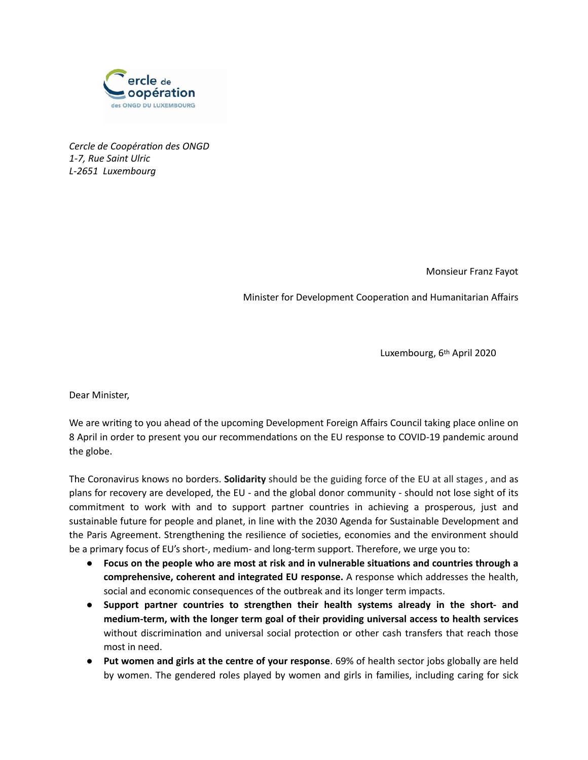*Cercle de Coopération des ONGD*
*1-7, Rue Saint Ulric*
*L-2651 Luxembourg*

Monsieur Franz Fayot

Minister for Development Cooperation and Humanitarian Affairs

Luxembourg, 6th April 2020

Dear Minister,

We are writing to you ahead of the upcoming Development Foreign Affairs Council taking place online on 8 April in order to present you our recommendations on the EU response to COVID-19 pandemic around the globe.

The Coronavirus knows no borders. **Solidarity** should be the guiding force of the EU at all stages , and as plans for recovery are developed, the EU - and the global donor community - should not lose sight of its commitment to work with and to support partner countries in achieving a prosperous, just and sustainable future for people and planet, in line with the 2030 Agenda for Sustainable Development and the Paris Agreement. Strengthening the resilience of societies, economies and the environment should be a primary focus of EU's short-, medium- and long-term support. Therefore, we urge you to:

- **Focus on the people who are most at risk and in vulnerable situations and countries through a comprehensive, coherent and integrated EU response.** A response which addresses the health, social and economic consequences of the outbreak and its longer term impacts.
- **Support partner countries to strengthen their health systems already in the short- and medium-term, with the longer term goal of their providing universal access to health services** without discrimination and universal social protection or other cash transfers that reach those most in need.
- **Put women and girls at the centre of your response**. 69% of health sector jobs globally are held by women. The gendered roles played by women and girls in families, including caring for sick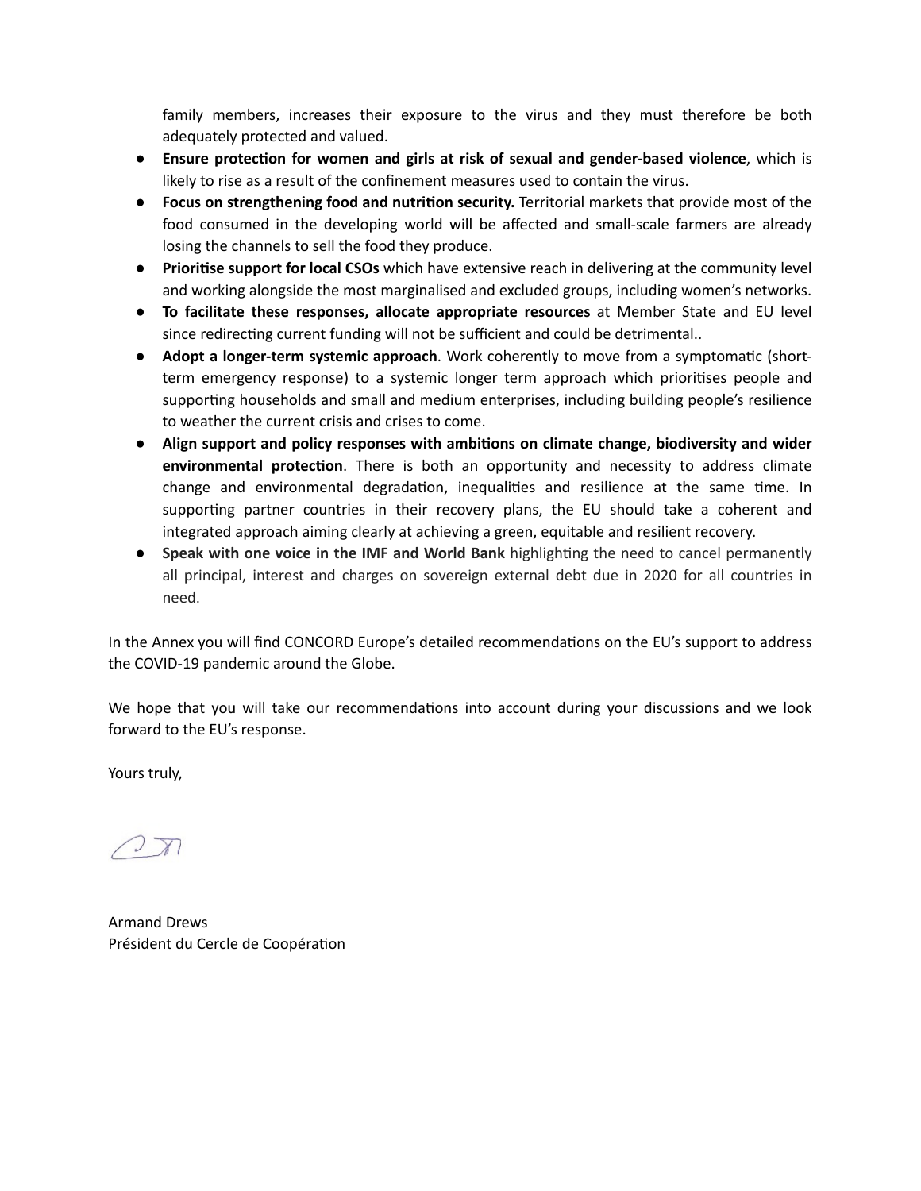family members, increases their exposure to the virus and they must therefore be both adequately protected and valued.

- **Ensure protection for women and girls at risk of sexual and gender-based violence**, which is likely to rise as a result of the confinement measures used to contain the virus.
- **Focus on strengthening food and nutrition security.** Territorial markets that provide most of the food consumed in the developing world will be affected and small-scale farmers are already losing the channels to sell the food they produce.
- **Prioritise support for local CSOs** which have extensive reach in delivering at the community level and working alongside the most marginalised and excluded groups, including women's networks.
- **To facilitate these responses, allocate appropriate resources** at Member State and EU level since redirecting current funding will not be sufficient and could be detrimental..
- **Adopt a longer-term systemic approach**. Work coherently to move from a symptomatic (short-term emergency response) to a systemic longer term approach which prioritises people and supporting households and small and medium enterprises, including building people's resilience to weather the current crisis and crises to come.
- **Align support and policy responses with ambitions on climate change, biodiversity and wider environmental protection**. There is both an opportunity and necessity to address climate change and environmental degradation, inequalities and resilience at the same time. In supporting partner countries in their recovery plans, the EU should take a coherent and integrated approach aiming clearly at achieving a green, equitable and resilient recovery.
- **Speak with one voice in the IMF and World Bank** highlighting the need to cancel permanently all principal, interest and charges on sovereign external debt due in 2020 for all countries in need.

In the Annex you will find CONCORD Europe's detailed recommendations on the EU's support to address the COVID-19 pandemic around the Globe.

We hope that you will take our recommendations into account during your discussions and we look forward to the EU's response.

Yours truly,

Armand Drews
Président du Cercle de Coopération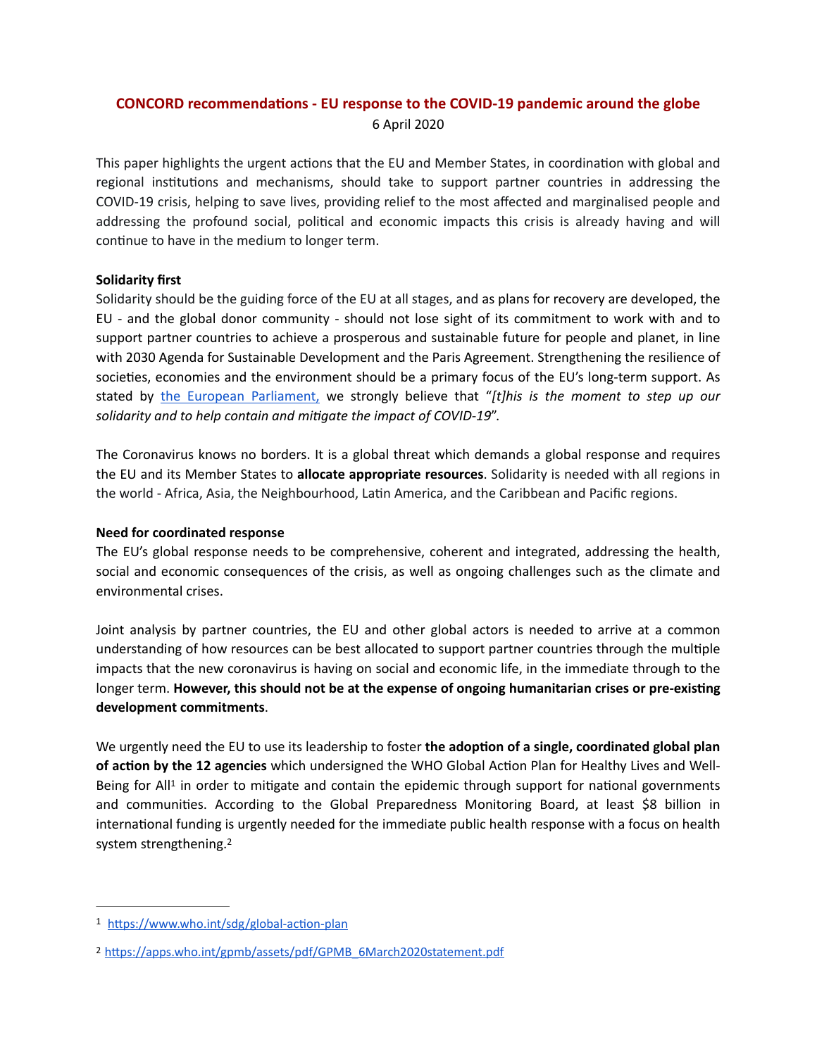## CONCORD recommendations - EU response to the COVID-19 pandemic around the globe

6 April 2020

This paper highlights the urgent actions that the EU and Member States, in coordination with global and regional institutions and mechanisms, should take to support partner countries in addressing the COVID-19 crisis, helping to save lives, providing relief to the most affected and marginalised people and addressing the profound social, political and economic impacts this crisis is already having and will continue to have in the medium to longer term.

**Solidarity first**

Solidarity should be the guiding force of the EU at all stages, and as plans for recovery are developed, the EU - and the global donor community - should not lose sight of its commitment to work with and to support partner countries to achieve a prosperous and sustainable future for people and planet, in line with 2030 Agenda for Sustainable Development and the Paris Agreement. Strengthening the resilience of societies, economies and the environment should be a primary focus of the EU's long-term support. As stated by the European Parliament, we strongly believe that "*[t]his is the moment to step up our solidarity and to help contain and mitigate the impact of COVID-19*".

The Coronavirus knows no borders. It is a global threat which demands a global response and requires the EU and its Member States to **allocate appropriate resources**. Solidarity is needed with all regions in the world - Africa, Asia, the Neighbourhood, Latin America, and the Caribbean and Pacific regions.

**Need for coordinated response**

The EU's global response needs to be comprehensive, coherent and integrated, addressing the health, social and economic consequences of the crisis, as well as ongoing challenges such as the climate and environmental crises.

Joint analysis by partner countries, the EU and other global actors is needed to arrive at a common understanding of how resources can be best allocated to support partner countries through the multiple impacts that the new coronavirus is having on social and economic life, in the immediate through to the longer term. **However, this should not be at the expense of ongoing humanitarian crises or pre-existing development commitments**.

We urgently need the EU to use its leadership to foster **the adoption of a single, coordinated global plan of action by the 12 agencies** which undersigned the WHO Global Action Plan for Healthy Lives and Well-Being for All[1] in order to mitigate and contain the epidemic through support for national governments and communities. According to the Global Preparedness Monitoring Board, at least $8 billion in international funding is urgently needed for the immediate public health response with a focus on health system strengthening.[2]

---

[1] https://www.who.int/sdg/global-action-plan

[2] https://apps.who.int/gpmb/assets/pdf/GPMB_6March2020statement.pdf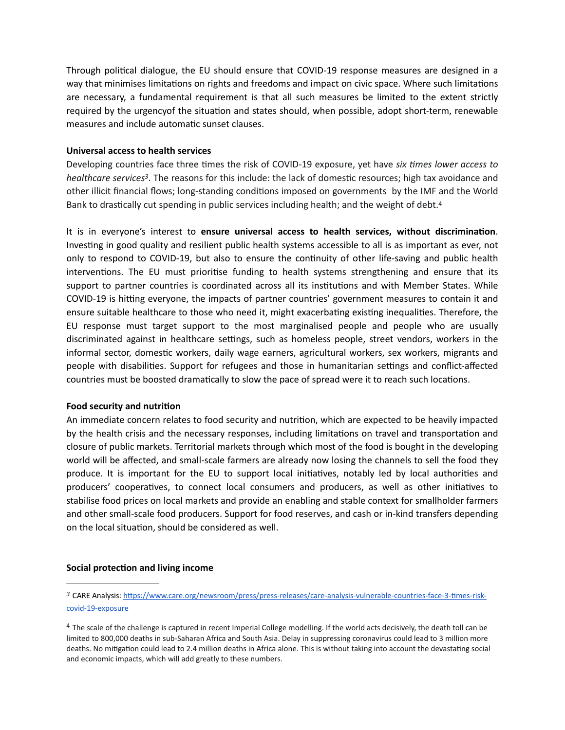Through political dialogue, the EU should ensure that COVID-19 response measures are designed in a way that minimises limitations on rights and freedoms and impact on civic space. Where such limitations are necessary, a fundamental requirement is that all such measures be limited to the extent strictly required by the urgencyof the situation and states should, when possible, adopt short-term, renewable measures and include automatic sunset clauses.

**Universal access to health services**

Developing countries face three times the risk of COVID-19 exposure, yet have *six times lower access to healthcare services*[3]. The reasons for this include: the lack of domestic resources; high tax avoidance and other illicit financial flows; long-standing conditions imposed on governments by the IMF and the World Bank to drastically cut spending in public services including health; and the weight of debt.[4]

It is in everyone's interest to **ensure universal access to health services, without discrimination**. Investing in good quality and resilient public health systems accessible to all is as important as ever, not only to respond to COVID-19, but also to ensure the continuity of other life-saving and public health interventions. The EU must prioritise funding to health systems strengthening and ensure that its support to partner countries is coordinated across all its institutions and with Member States. While COVID-19 is hitting everyone, the impacts of partner countries' government measures to contain it and ensure suitable healthcare to those who need it, might exacerbating existing inequalities. Therefore, the EU response must target support to the most marginalised people and people who are usually discriminated against in healthcare settings, such as homeless people, street vendors, workers in the informal sector, domestic workers, daily wage earners, agricultural workers, sex workers, migrants and people with disabilities. Support for refugees and those in humanitarian settings and conflict-affected countries must be boosted dramatically to slow the pace of spread were it to reach such locations.

**Food security and nutrition**

An immediate concern relates to food security and nutrition, which are expected to be heavily impacted by the health crisis and the necessary responses, including limitations on travel and transportation and closure of public markets. Territorial markets through which most of the food is bought in the developing world will be affected, and small-scale farmers are already now losing the channels to sell the food they produce. It is important for the EU to support local initiatives, notably led by local authorities and producers' cooperatives, to connect local consumers and producers, as well as other initiatives to stabilise food prices on local markets and provide an enabling and stable context for smallholder farmers and other small-scale food producers. Support for food reserves, and cash or in-kind transfers depending on the local situation, should be considered as well.

**Social protection and living income**

---

[3] CARE Analysis: https://www.care.org/newsroom/press/press-releases/care-analysis-vulnerable-countries-face-3-times-risk-covid-19-exposure

[4] The scale of the challenge is captured in recent Imperial College modelling. If the world acts decisively, the death toll can be limited to 800,000 deaths in sub-Saharan Africa and South Asia. Delay in suppressing coronavirus could lead to 3 million more deaths. No mitigation could lead to 2.4 million deaths in Africa alone. This is without taking into account the devastating social and economic impacts, which will add greatly to these numbers.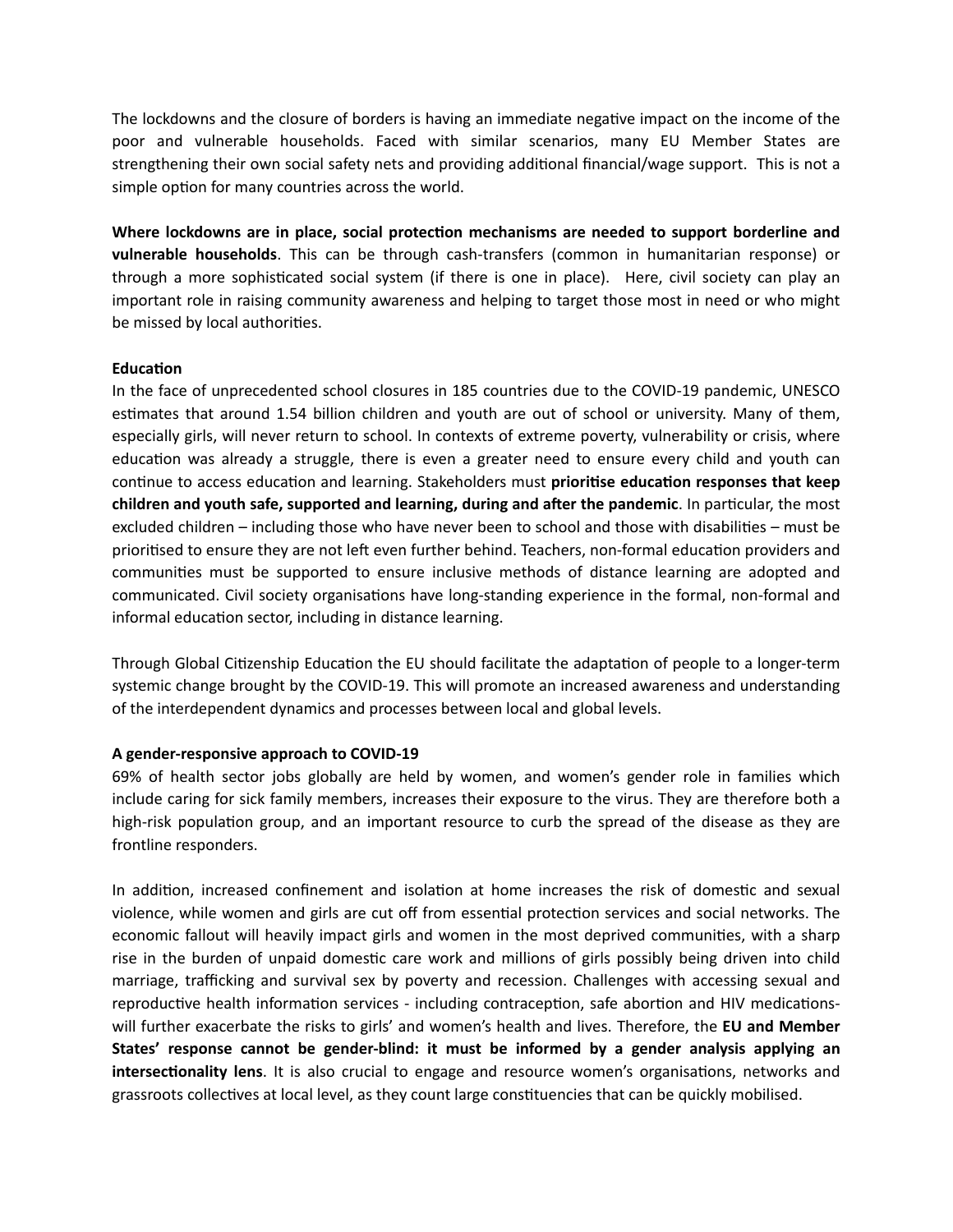The lockdowns and the closure of borders is having an immediate negative impact on the income of the poor and vulnerable households. Faced with similar scenarios, many EU Member States are strengthening their own social safety nets and providing additional financial/wage support. This is not a simple option for many countries across the world.

**Where lockdowns are in place, social protection mechanisms are needed to support borderline and vulnerable households**. This can be through cash-transfers (common in humanitarian response) or through a more sophisticated social system (if there is one in place). Here, civil society can play an important role in raising community awareness and helping to target those most in need or who might be missed by local authorities.

**Education**

In the face of unprecedented school closures in 185 countries due to the COVID-19 pandemic, UNESCO estimates that around 1.54 billion children and youth are out of school or university. Many of them, especially girls, will never return to school. In contexts of extreme poverty, vulnerability or crisis, where education was already a struggle, there is even a greater need to ensure every child and youth can continue to access education and learning. Stakeholders must **prioritise education responses that keep children and youth safe, supported and learning, during and after the pandemic**. In particular, the most excluded children – including those who have never been to school and those with disabilities – must be prioritised to ensure they are not left even further behind. Teachers, non-formal education providers and communities must be supported to ensure inclusive methods of distance learning are adopted and communicated. Civil society organisations have long-standing experience in the formal, non-formal and informal education sector, including in distance learning.

Through Global Citizenship Education the EU should facilitate the adaptation of people to a longer-term systemic change brought by the COVID-19. This will promote an increased awareness and understanding of the interdependent dynamics and processes between local and global levels.

**A gender-responsive approach to COVID-19**

69% of health sector jobs globally are held by women, and women's gender role in families which include caring for sick family members, increases their exposure to the virus. They are therefore both a high-risk population group, and an important resource to curb the spread of the disease as they are frontline responders.

In addition, increased confinement and isolation at home increases the risk of domestic and sexual violence, while women and girls are cut off from essential protection services and social networks. The economic fallout will heavily impact girls and women in the most deprived communities, with a sharp rise in the burden of unpaid domestic care work and millions of girls possibly being driven into child marriage, trafficking and survival sex by poverty and recession. Challenges with accessing sexual and reproductive health information services - including contraception, safe abortion and HIV medications- will further exacerbate the risks to girls' and women's health and lives. Therefore, the **EU and Member States' response cannot be gender-blind: it must be informed by a gender analysis applying an intersectionality lens**. It is also crucial to engage and resource women's organisations, networks and grassroots collectives at local level, as they count large constituencies that can be quickly mobilised.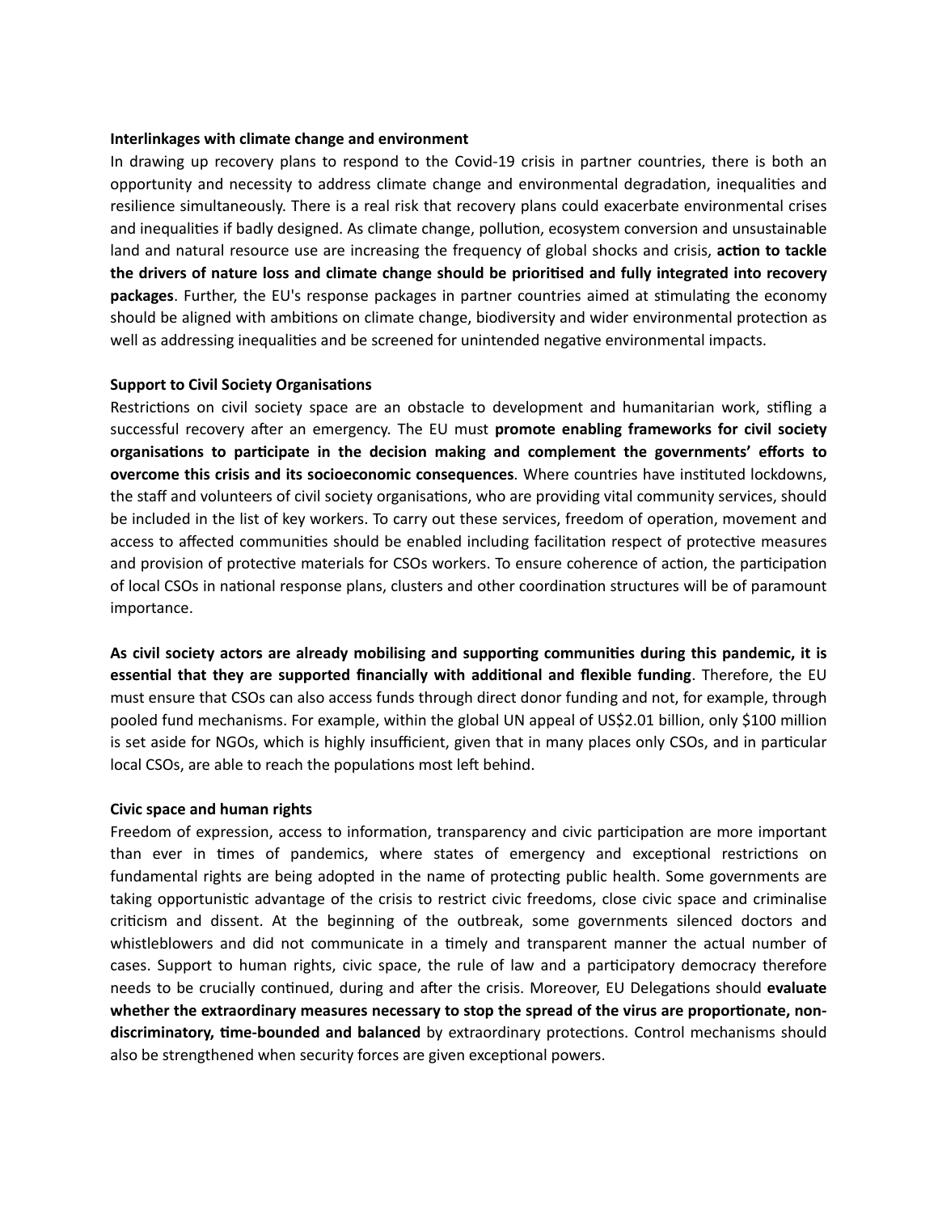**Interlinkages with climate change and environment**

In drawing up recovery plans to respond to the Covid-19 crisis in partner countries, there is both an opportunity and necessity to address climate change and environmental degradation, inequalities and resilience simultaneously. There is a real risk that recovery plans could exacerbate environmental crises and inequalities if badly designed. As climate change, pollution, ecosystem conversion and unsustainable land and natural resource use are increasing the frequency of global shocks and crisis, **action to tackle the drivers of nature loss and climate change should be prioritised and fully integrated into recovery packages**. Further, the EU's response packages in partner countries aimed at stimulating the economy should be aligned with ambitions on climate change, biodiversity and wider environmental protection as well as addressing inequalities and be screened for unintended negative environmental impacts.

**Support to Civil Society Organisations**

Restrictions on civil society space are an obstacle to development and humanitarian work, stifling a successful recovery after an emergency. The EU must **promote enabling frameworks for civil society organisations to participate in the decision making and complement the governments' efforts to overcome this crisis and its socioeconomic consequences**. Where countries have instituted lockdowns, the staff and volunteers of civil society organisations, who are providing vital community services, should be included in the list of key workers. To carry out these services, freedom of operation, movement and access to affected communities should be enabled including facilitation respect of protective measures and provision of protective materials for CSOs workers. To ensure coherence of action, the participation of local CSOs in national response plans, clusters and other coordination structures will be of paramount importance.

**As civil society actors are already mobilising and supporting communities during this pandemic, it is essential that they are supported financially with additional and flexible funding**. Therefore, the EU must ensure that CSOs can also access funds through direct donor funding and not, for example, through pooled fund mechanisms. For example, within the global UN appeal of US$2.01 billion, only $100 million is set aside for NGOs, which is highly insufficient, given that in many places only CSOs, and in particular local CSOs, are able to reach the populations most left behind.

**Civic space and human rights**

Freedom of expression, access to information, transparency and civic participation are more important than ever in times of pandemics, where states of emergency and exceptional restrictions on fundamental rights are being adopted in the name of protecting public health. Some governments are taking opportunistic advantage of the crisis to restrict civic freedoms, close civic space and criminalise criticism and dissent. At the beginning of the outbreak, some governments silenced doctors and whistleblowers and did not communicate in a timely and transparent manner the actual number of cases. Support to human rights, civic space, the rule of law and a participatory democracy therefore needs to be crucially continued, during and after the crisis. Moreover, EU Delegations should **evaluate whether the extraordinary measures necessary to stop the spread of the virus are proportionate, non-discriminatory, time-bounded and balanced** by extraordinary protections. Control mechanisms should also be strengthened when security forces are given exceptional powers.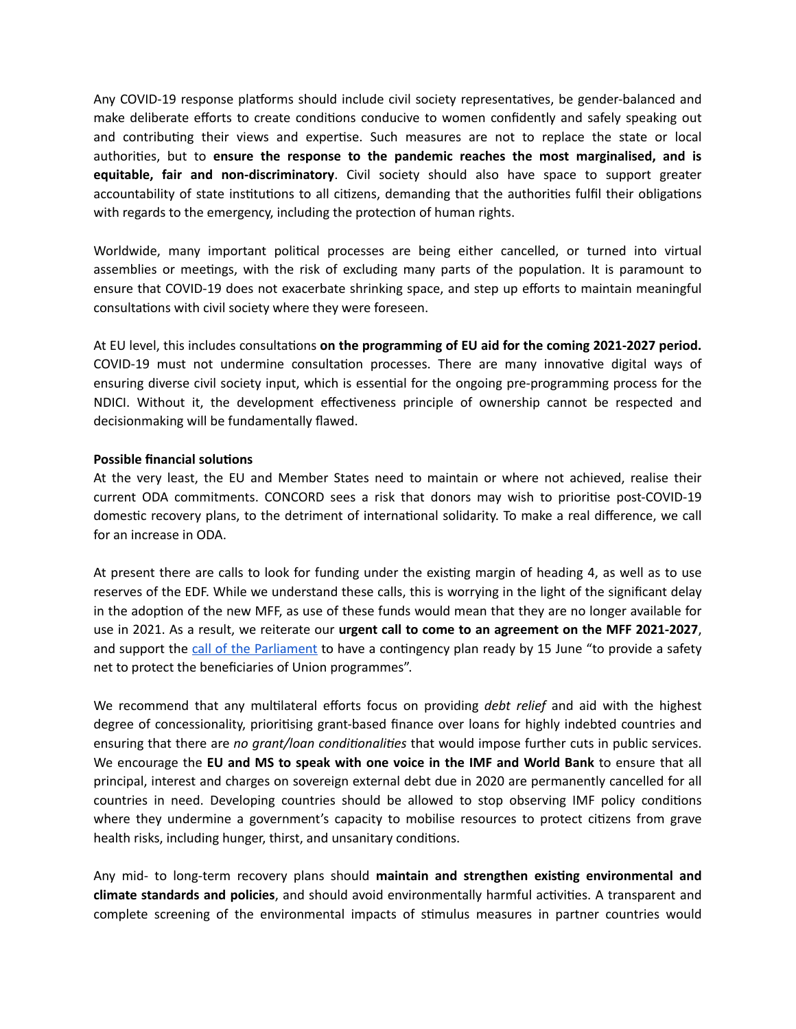Any COVID-19 response platforms should include civil society representatives, be gender-balanced and make deliberate efforts to create conditions conducive to women confidently and safely speaking out and contributing their views and expertise. Such measures are not to replace the state or local authorities, but to **ensure the response to the pandemic reaches the most marginalised, and is equitable, fair and non-discriminatory**. Civil society should also have space to support greater accountability of state institutions to all citizens, demanding that the authorities fulfil their obligations with regards to the emergency, including the protection of human rights.

Worldwide, many important political processes are being either cancelled, or turned into virtual assemblies or meetings, with the risk of excluding many parts of the population. It is paramount to ensure that COVID-19 does not exacerbate shrinking space, and step up efforts to maintain meaningful consultations with civil society where they were foreseen.

At EU level, this includes consultations **on the programming of EU aid for the coming 2021-2027 period.** COVID-19 must not undermine consultation processes. There are many innovative digital ways of ensuring diverse civil society input, which is essential for the ongoing pre-programming process for the NDICI. Without it, the development effectiveness principle of ownership cannot be respected and decisionmaking will be fundamentally flawed.

**Possible financial solutions**

At the very least, the EU and Member States need to maintain or where not achieved, realise their current ODA commitments. CONCORD sees a risk that donors may wish to prioritise post-COVID-19 domestic recovery plans, to the detriment of international solidarity. To make a real difference, we call for an increase in ODA.

At present there are calls to look for funding under the existing margin of heading 4, as well as to use reserves of the EDF. While we understand these calls, this is worrying in the light of the significant delay in the adoption of the new MFF, as use of these funds would mean that they are no longer available for use in 2021. As a result, we reiterate our **urgent call to come to an agreement on the MFF 2021-2027**, and support the call of the Parliament to have a contingency plan ready by 15 June "to provide a safety net to protect the beneficiaries of Union programmes".

We recommend that any multilateral efforts focus on providing *debt relief* and aid with the highest degree of concessionality, prioritising grant-based finance over loans for highly indebted countries and ensuring that there are *no grant/loan conditionalities* that would impose further cuts in public services. We encourage the **EU and MS to speak with one voice in the IMF and World Bank** to ensure that all principal, interest and charges on sovereign external debt due in 2020 are permanently cancelled for all countries in need. Developing countries should be allowed to stop observing IMF policy conditions where they undermine a government's capacity to mobilise resources to protect citizens from grave health risks, including hunger, thirst, and unsanitary conditions.

Any mid- to long-term recovery plans should **maintain and strengthen existing environmental and climate standards and policies**, and should avoid environmentally harmful activities. A transparent and complete screening of the environmental impacts of stimulus measures in partner countries would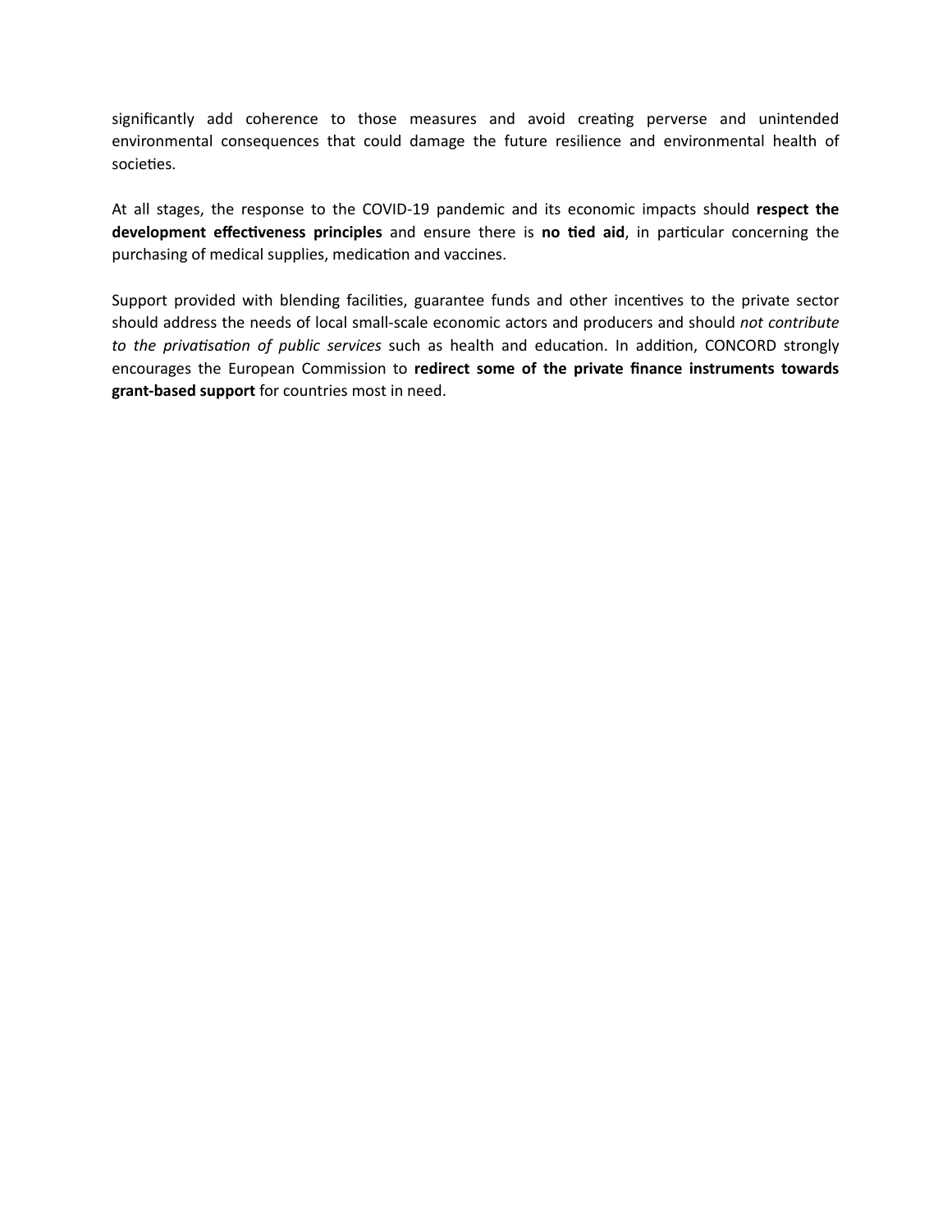significantly add coherence to those measures and avoid creating perverse and unintended environmental consequences that could damage the future resilience and environmental health of societies.

At all stages, the response to the COVID-19 pandemic and its economic impacts should **respect the development effectiveness principles** and ensure there is **no tied aid**, in particular concerning the purchasing of medical supplies, medication and vaccines.

Support provided with blending facilities, guarantee funds and other incentives to the private sector should address the needs of local small-scale economic actors and producers and should *not contribute to the privatisation of public services* such as health and education. In addition, CONCORD strongly encourages the European Commission to **redirect some of the private finance instruments towards grant-based support** for countries most in need.